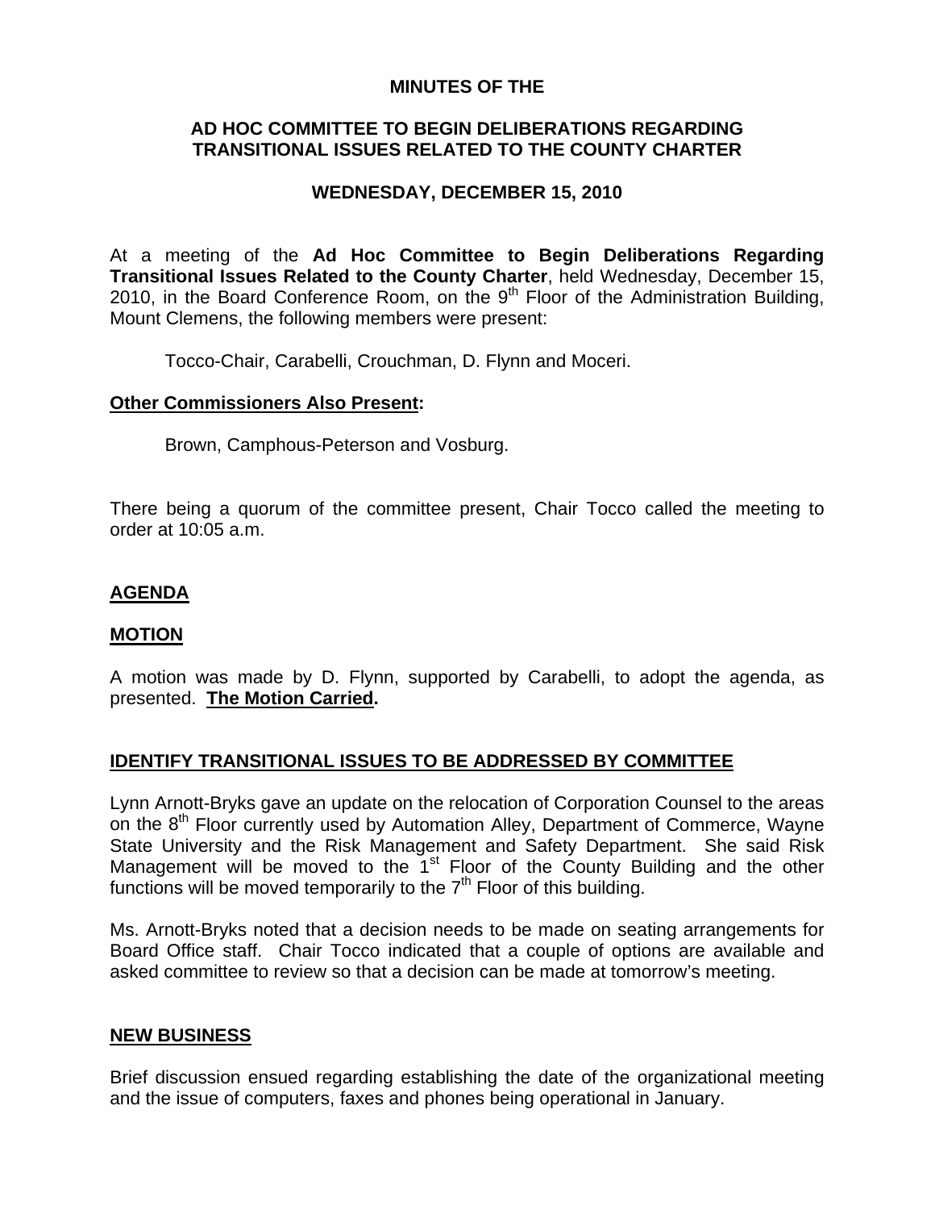**MINUTES OF THE**

**AD HOC COMMITTEE TO BEGIN DELIBERATIONS REGARDING TRANSITIONAL ISSUES RELATED TO THE COUNTY CHARTER**

**WEDNESDAY, DECEMBER 15, 2010**

At a meeting of the **Ad Hoc Committee to Begin Deliberations Regarding Transitional Issues Related to the County Charter**, held Wednesday, December 15, 2010, in the Board Conference Room, on the 9th Floor of the Administration Building, Mount Clemens, the following members were present:

Tocco-Chair, Carabelli, Crouchman, D. Flynn and Moceri.

**Other Commissioners Also Present:**

Brown, Camphous-Peterson and Vosburg.

There being a quorum of the committee present, Chair Tocco called the meeting to order at 10:05 a.m.

**AGENDA**

**MOTION**

A motion was made by D. Flynn, supported by Carabelli, to adopt the agenda, as presented. **The Motion Carried.**

**IDENTIFY TRANSITIONAL ISSUES TO BE ADDRESSED BY COMMITTEE**

Lynn Arnott-Bryks gave an update on the relocation of Corporation Counsel to the areas on the 8th Floor currently used by Automation Alley, Department of Commerce, Wayne State University and the Risk Management and Safety Department. She said Risk Management will be moved to the 1st Floor of the County Building and the other functions will be moved temporarily to the 7th Floor of this building.

Ms. Arnott-Bryks noted that a decision needs to be made on seating arrangements for Board Office staff. Chair Tocco indicated that a couple of options are available and asked committee to review so that a decision can be made at tomorrow's meeting.

**NEW BUSINESS**

Brief discussion ensued regarding establishing the date of the organizational meeting and the issue of computers, faxes and phones being operational in January.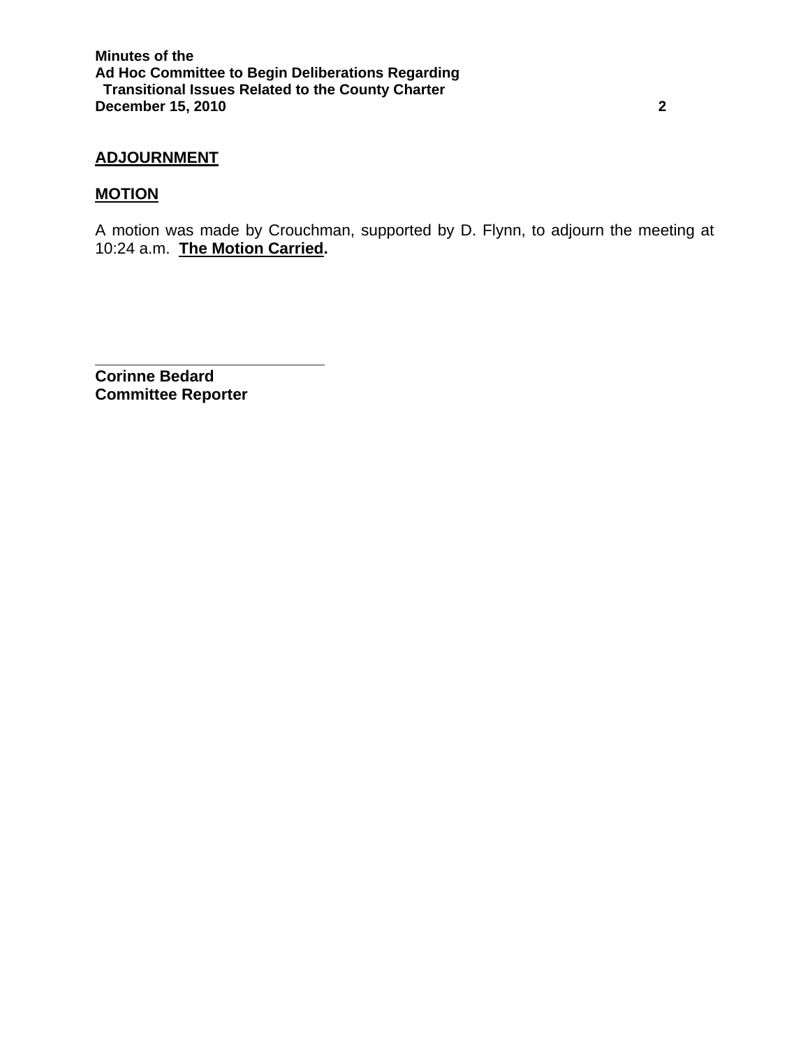## ADJOURNMENT

## MOTION

A motion was made by Crouchman, supported by D. Flynn, to adjourn the meeting at 10:24 a.m. **The Motion Carried.**

\_\_\_\_\_\_\_\_\_\_\_\_\_\_\_\_\_\_\_\_\_\_\_\_\_\_\_\_

**Corinne Bedard**
**Committee Reporter**